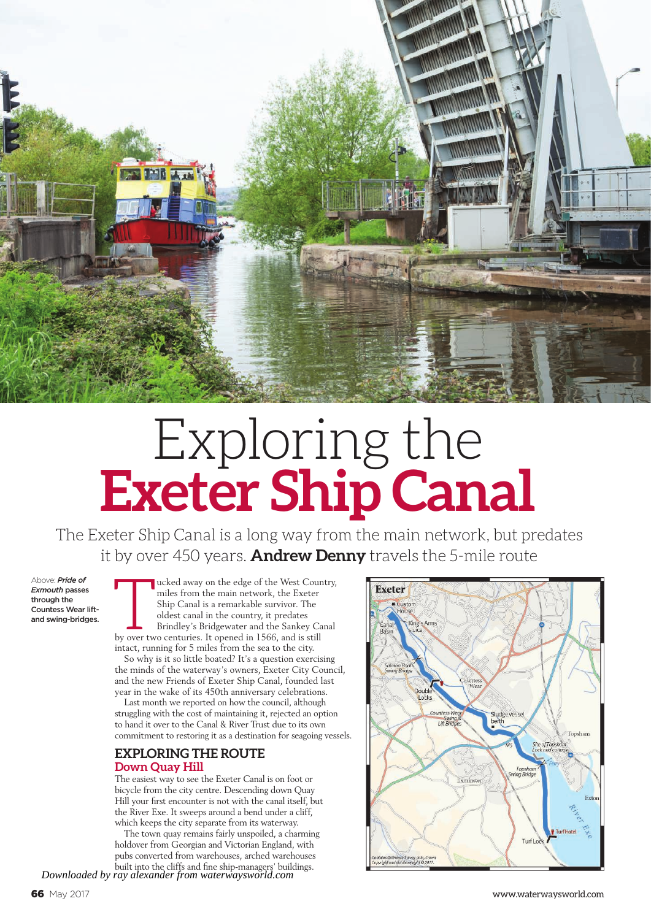# Exploring the **Exeter Ship Canal**

The Exeter Ship Canal is a long way from the main network, but predates it by over 450 years. **Andrew Denny** travels the 5-mile route

Above: ***Pride of Exmouth*** **passes through the Countess Wear lift- and swing-bridges.**

Tucked away on the edge of the West Country, miles from the main network, the Exeter Ship Canal is a remarkable survivor. The oldest canal in the country, it predates Brindley's Bridgewater and the Sankey Canal by over two centuries. It opened in 1566, and is still intact, running for 5 miles from the sea to the city.

So why is it so little boated? It's a question exercising the minds of the waterway's owners, Exeter City Council, and the new Friends of Exeter Ship Canal, founded last year in the wake of its 450th anniversary celebrations.

Last month we reported on how the council, although struggling with the cost of maintaining it, rejected an option to hand it over to the Canal & River Trust due to its own commitment to restoring it as a destination for seagoing vessels.

## EXPLORING THE ROUTE

### Down Quay Hill

The easiest way to see the Exeter Canal is on foot or bicycle from the city centre. Descending down Quay Hill your first encounter is not with the canal itself, but the River Exe. It sweeps around a bend under a cliff, which keeps the city separate from its waterway.

The town quay remains fairly unspoiled, a charming holdover from Georgian and Victorian England, with pubs converted from warehouses, arched warehouses built into the cliffs and fine ship-managers' buildings.

Exeter, Custom House, Canal Basin, King's Arms sluice, Salmon Pool Swing Bridge, Countess Wear, Double Locks, Countess Wear Swing & Lift Bridges, Sludge vessel berth, M5, Topsham, Site of Topsham Lock and cottage, Ferry, Topsham Swing Bridge, Exminster, Exton, River Exe, Turf Hotel, Turf Lock

Contains Ordnance Survey data, Crown Copyright and database right © 2017.

*Downloaded by ray alexander from waterwaysworld.com*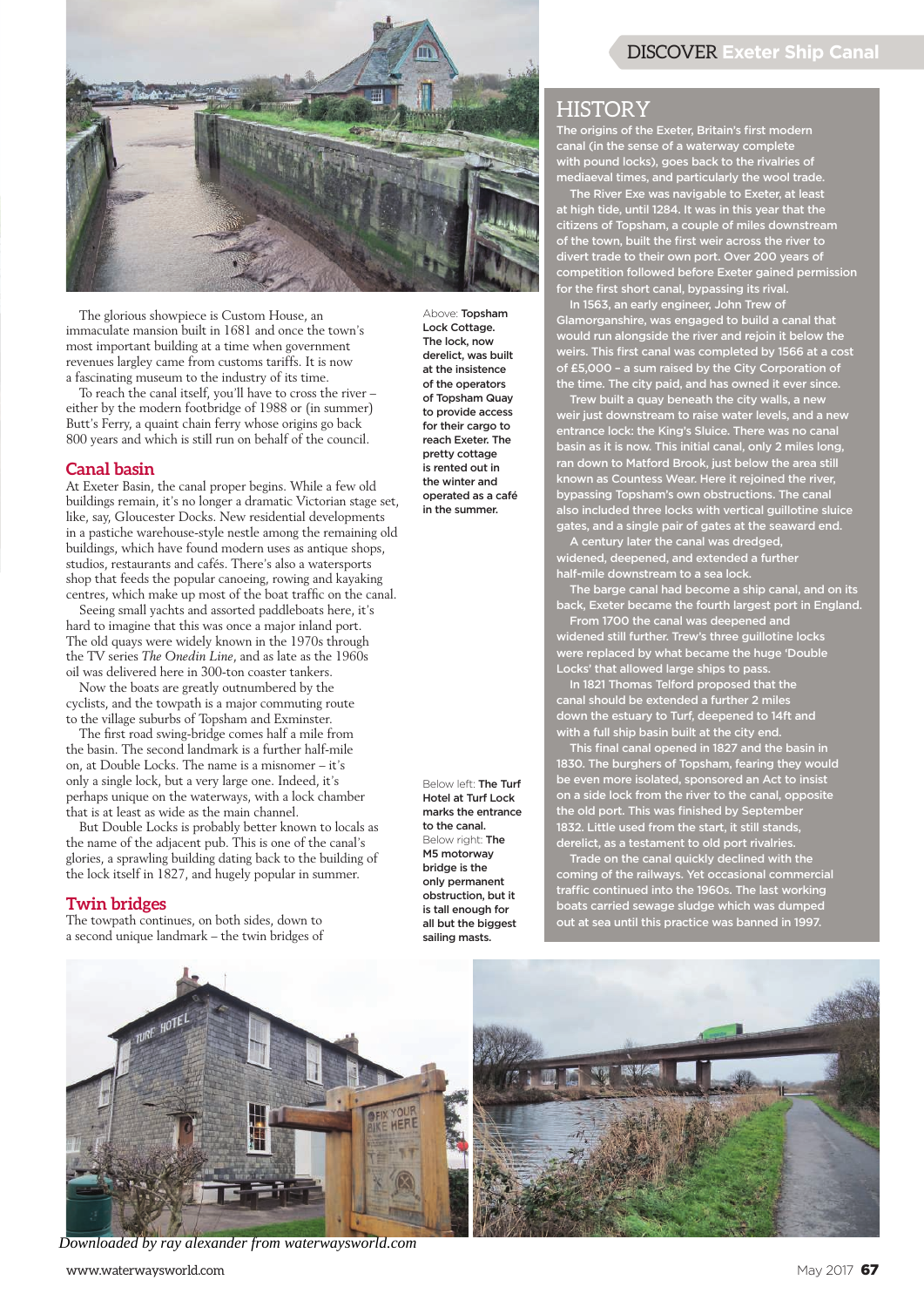The glorious showpiece is Custom House, an immaculate mansion built in 1681 and once the town's most important building at a time when government revenues largley came from customs tariffs. It is now a fascinating museum to the industry of its time.

To reach the canal itself, you'll have to cross the river – either by the modern footbridge of 1988 or (in summer) Butt's Ferry, a quaint chain ferry whose origins go back 800 years and which is still run on behalf of the council.

## Canal basin

At Exeter Basin, the canal proper begins. While a few old buildings remain, it's no longer a dramatic Victorian stage set, like, say, Gloucester Docks. New residential developments in a pastiche warehouse-style nestle among the remaining old buildings, which have found modern uses as antique shops, studios, restaurants and cafés. There's also a watersports shop that feeds the popular canoeing, rowing and kayaking centres, which make up most of the boat traffic on the canal.

Seeing small yachts and assorted paddleboats here, it's hard to imagine that this was once a major inland port. The old quays were widely known in the 1970s through the TV series *The Onedin Line*, and as late as the 1960s oil was delivered here in 300-ton coaster tankers.

Now the boats are greatly outnumbered by the cyclists, and the towpath is a major commuting route to the village suburbs of Topsham and Exminster.

The first road swing-bridge comes half a mile from the basin. The second landmark is a further half-mile on, at Double Locks. The name is a misnomer – it's only a single lock, but a very large one. Indeed, it's perhaps unique on the waterways, with a lock chamber that is at least as wide as the main channel.

But Double Locks is probably better known to locals as the name of the adjacent pub. This is one of the canal's glories, a sprawling building dating back to the building of the lock itself in 1827, and hugely popular in summer.

## Twin bridges

The towpath continues, on both sides, down to a second unique landmark – the twin bridges of

Above: **Topsham Lock Cottage. The lock, now derelict, was built at the insistence of the operators of Topsham Quay to provide access for their cargo to reach Exeter. The pretty cottage is rented out in the winter and operated as a café in the summer.**

Below left: **The Turf Hotel at Turf Lock marks the entrance to the canal.**
Below right: **The M5 motorway bridge is the only permanent obstruction, but it is tall enough for all but the biggest sailing masts.**

## HISTORY

**The origins of the Exeter, Britain's first modern canal (in the sense of a waterway complete with pound locks), goes back to the rivalries of mediaeval times, and particularly the wool trade.**

**The River Exe was navigable to Exeter, at least at high tide, until 1284. It was in this year that the citizens of Topsham, a couple of miles downstream of the town, built the first weir across the river to divert trade to their own port. Over 200 years of competition followed before Exeter gained permission for the first short canal, bypassing its rival.**

**In 1563, an early engineer, John Trew of Glamorganshire, was engaged to build a canal that would run alongside the river and rejoin it below the weirs. This first canal was completed by 1566 at a cost of £5,000 – a sum raised by the City Corporation of the time. The city paid, and has owned it ever since.**

**Trew built a quay beneath the city walls, a new weir just downstream to raise water levels, and a new entrance lock: the King's Sluice. There was no canal basin as it is now. This initial canal, only 2 miles long, ran down to Matford Brook, just below the area still known as Countess Wear. Here it rejoined the river, bypassing Topsham's own obstructions. The canal also included three locks with vertical guillotine sluice gates, and a single pair of gates at the seaward end.**

**A century later the canal was dredged, widened, deepened, and extended a further half-mile downstream to a sea lock.**

**The barge canal had become a ship canal, and on its back, Exeter became the fourth largest port in England.**

**From 1700 the canal was deepened and widened still further. Trew's three guillotine locks were replaced by what became the huge 'Double Locks' that allowed large ships to pass.**

**In 1821 Thomas Telford proposed that the canal should be extended a further 2 miles down the estuary to Turf, deepened to 14ft and with a full ship basin built at the city end.**

**This final canal opened in 1827 and the basin in 1830. The burghers of Topsham, fearing they would be even more isolated, sponsored an Act to insist on a side lock from the river to the canal, opposite the old port. This was finished by September 1832. Little used from the start, it still stands, derelict, as a testament to old port rivalries.**

**Trade on the canal quickly declined with the coming of the railways. Yet occasional commercial traffic continued into the 1960s. The last working boats carried sewage sludge which was dumped out at sea until this practice was banned in 1997.**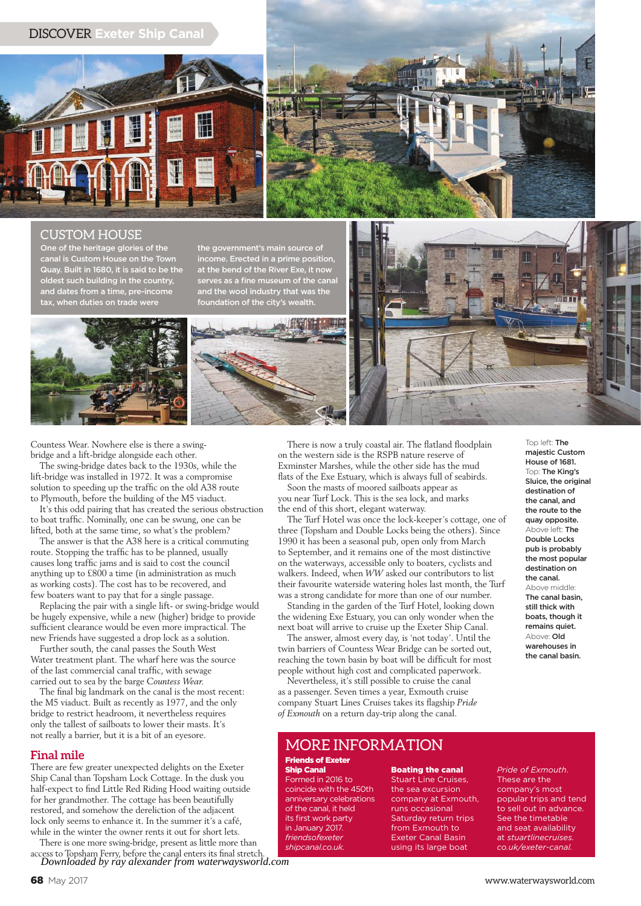# DISCOVER Exeter Ship Canal

## CUSTOM HOUSE

One of the heritage glories of the canal is Custom House on the Town Quay. Built in 1680, it is said to be the oldest such building in the country, and dates from a time, pre-income tax, when duties on trade were the government's main source of income. Erected in a prime position, at the bend of the River Exe, it now serves as a fine museum of the canal and the wool industry that was the foundation of the city's wealth.

Countess Wear. Nowhere else is there a swing-bridge and a lift-bridge alongside each other.

The swing-bridge dates back to the 1930s, while the lift-bridge was installed in 1972. It was a compromise solution to speeding up the traffic on the old A38 route to Plymouth, before the building of the M5 viaduct.

It's this odd pairing that has created the serious obstruction to boat traffic. Nominally, one can be swung, one can be lifted, both at the same time, so what's the problem?

The answer is that the A38 here is a critical commuting route. Stopping the traffic has to be planned, usually causes long traffic jams and is said to cost the council anything up to £800 a time (in administration as much as working costs). The cost has to be recovered, and few boaters want to pay that for a single passage.

Replacing the pair with a single lift- or swing-bridge would be hugely expensive, while a new (higher) bridge to provide sufficient clearance would be even more impractical. The new Friends have suggested a drop lock as a solution.

Further south, the canal passes the South West Water treatment plant. The wharf here was the source of the last commercial canal traffic, with sewage carried out to sea by the barge *Countess Wear.*

The final big landmark on the canal is the most recent: the M5 viaduct. Built as recently as 1977, and the only bridge to restrict headroom, it nevertheless requires only the tallest of sailboats to lower their masts. It's not really a barrier, but it is a bit of an eyesore.

## Final mile

There are few greater unexpected delights on the Exeter Ship Canal than Topsham Lock Cottage. In the dusk you half-expect to find Little Red Riding Hood waiting outside for her grandmother. The cottage has been beautifully restored, and somehow the dereliction of the adjacent lock only seems to enhance it. In the summer it's a café, while in the winter the owner rents it out for short lets.

There is one more swing-bridge, present as little more than access to Topsham Ferry, before the canal enters its final stretch.

There is now a truly coastal air. The flatland floodplain on the western side is the RSPB nature reserve of Exminster Marshes, while the other side has the mud flats of the Exe Estuary, which is always full of seabirds.

Soon the masts of moored sailboats appear as you near Turf Lock. This is the sea lock, and marks the end of this short, elegant waterway.

The Turf Hotel was once the lock-keeper's cottage, one of three (Topsham and Double Locks being the others). Since 1990 it has been a seasonal pub, open only from March to September, and it remains one of the most distinctive on the waterways, accessible only to boaters, cyclists and walkers. Indeed, when *WW* asked our contributors to list their favourite waterside watering holes last month, the Turf was a strong candidate for more than one of our number.

Standing in the garden of the Turf Hotel, looking down the widening Exe Estuary, you can only wonder when the next boat will arrive to cruise up the Exeter Ship Canal.

The answer, almost every day, is 'not today'. Until the twin barriers of Countess Wear Bridge can be sorted out, reaching the town basin by boat will be difficult for most people without high cost and complicated paperwork.

Nevertheless, it's still possible to cruise the canal as a passenger. Seven times a year, Exmouth cruise company Stuart Lines Cruises takes its flagship *Pride of Exmouth* on a return day-trip along the canal.

Top left: **The majestic Custom House of 1681.**
Top: **The King's Sluice, the original destination of the canal, and the route to the quay opposite.**
Above left: **The Double Locks pub is probably the most popular destination on the canal.**
Above middle: **The canal basin, still thick with boats, though it remains quiet.**
Above: **Old warehouses in the canal basin.**

## MORE INFORMATION

**Friends of Exeter Ship Canal**
Formed in 2016 to coincide with the 450th anniversary celebrations of the canal, it held its first work party in January 2017. *friendsofexetershipcanal.co.uk.*

**Boating the canal**
Stuart Line Cruises, the sea excursion company at Exmouth, runs occasional Saturday return trips from Exmouth to Exeter Canal Basin using its large boat *Pride of Exmouth*. These are the company's most popular trips and tend to sell out in advance. See the timetable and seat availability at *stuartlinecruises.co.uk/exeter-canal.*

*Downloaded by ray alexander from waterwaysworld.com*